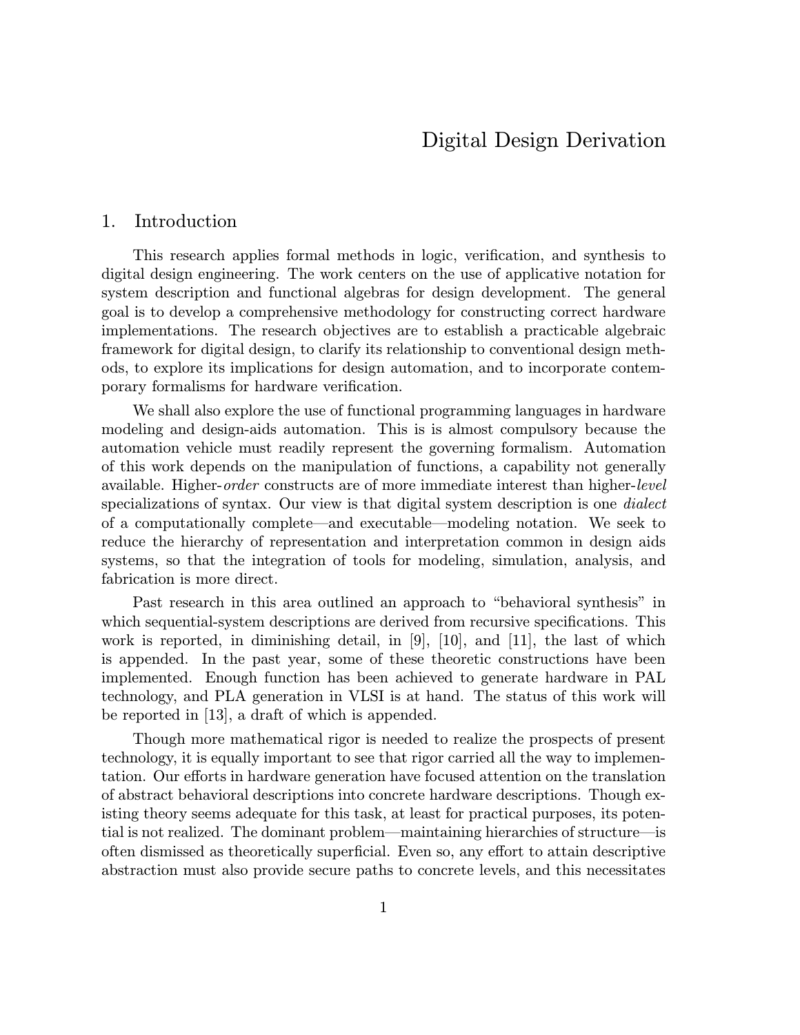# Digital Design Derivation

## 1. Introduction

This research applies formal methods in logic, verification, and synthesis to digital design engineering. The work centers on the use of applicative notation for system description and functional algebras for design development. The general goal is to develop a comprehensive methodology for constructing correct hardware implementations. The research objectives are to establish a practicable algebraic framework for digital design, to clarify its relationship to conventional design methods, to explore its implications for design automation, and to incorporate contemporary formalisms for hardware verification.

We shall also explore the use of functional programming languages in hardware modeling and design-aids automation. This is is almost compulsory because the automation vehicle must readily represent the governing formalism. Automation of this work depends on the manipulation of functions, a capability not generally available. Higher-*order* constructs are of more immediate interest than higher-*level* specializations of syntax. Our view is that digital system description is one *dialect* of a computationally complete—and executable—modeling notation. We seek to reduce the hierarchy of representation and interpretation common in design aids systems, so that the integration of tools for modeling, simulation, analysis, and fabrication is more direct.

Past research in this area outlined an approach to "behavioral synthesis" in which sequential-system descriptions are derived from recursive specifications. This work is reported, in diminishing detail, in [9], [10], and [11], the last of which is appended. In the past year, some of these theoretic constructions have been implemented. Enough function has been achieved to generate hardware in PAL technology, and PLA generation in VLSI is at hand. The status of this work will be reported in [13], a draft of which is appended.

Though more mathematical rigor is needed to realize the prospects of present technology, it is equally important to see that rigor carried all the way to implementation. Our efforts in hardware generation have focused attention on the translation of abstract behavioral descriptions into concrete hardware descriptions. Though existing theory seems adequate for this task, at least for practical purposes, its potential is not realized. The dominant problem—maintaining hierarchies of structure—is often dismissed as theoretically superficial. Even so, any effort to attain descriptive abstraction must also provide secure paths to concrete levels, and this necessitates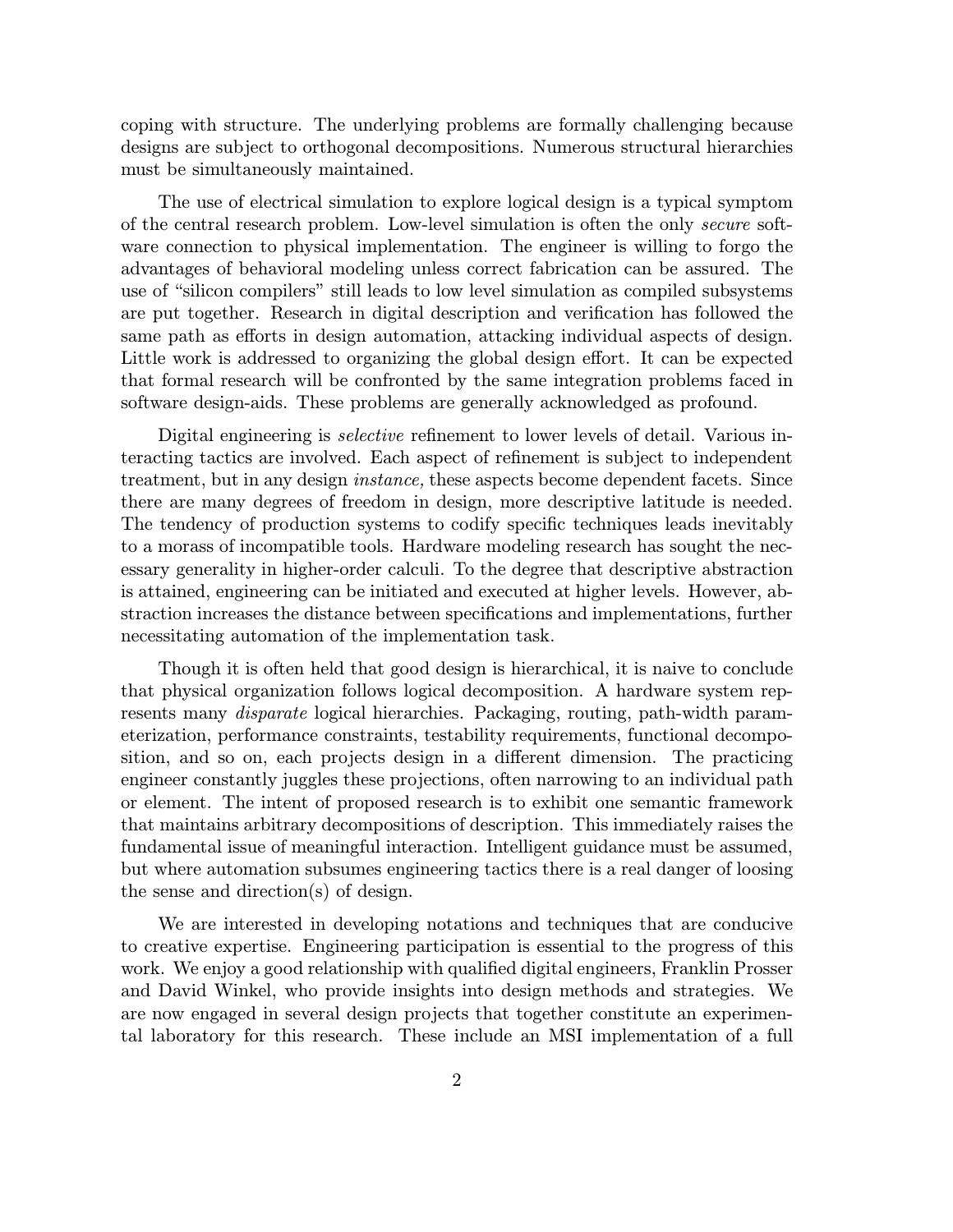coping with structure. The underlying problems are formally challenging because designs are subject to orthogonal decompositions. Numerous structural hierarchies must be simultaneously maintained.

The use of electrical simulation to explore logical design is a typical symptom of the central research problem. Low-level simulation is often the only *secure* software connection to physical implementation. The engineer is willing to forgo the advantages of behavioral modeling unless correct fabrication can be assured. The use of "silicon compilers" still leads to low level simulation as compiled subsystems are put together. Research in digital description and verification has followed the same path as efforts in design automation, attacking individual aspects of design. Little work is addressed to organizing the global design effort. It can be expected that formal research will be confronted by the same integration problems faced in software design-aids. These problems are generally acknowledged as profound.

Digital engineering is *selective* refinement to lower levels of detail. Various interacting tactics are involved. Each aspect of refinement is subject to independent treatment, but in any design *instance,* these aspects become dependent facets. Since there are many degrees of freedom in design, more descriptive latitude is needed. The tendency of production systems to codify specific techniques leads inevitably to a morass of incompatible tools. Hardware modeling research has sought the necessary generality in higher-order calculi. To the degree that descriptive abstraction is attained, engineering can be initiated and executed at higher levels. However, abstraction increases the distance between specifications and implementations, further necessitating automation of the implementation task.

Though it is often held that good design is hierarchical, it is naive to conclude that physical organization follows logical decomposition. A hardware system represents many *disparate* logical hierarchies. Packaging, routing, path-width parameterization, performance constraints, testability requirements, functional decomposition, and so on, each projects design in a different dimension. The practicing engineer constantly juggles these projections, often narrowing to an individual path or element. The intent of proposed research is to exhibit one semantic framework that maintains arbitrary decompositions of description. This immediately raises the fundamental issue of meaningful interaction. Intelligent guidance must be assumed, but where automation subsumes engineering tactics there is a real danger of loosing the sense and direction(s) of design.

We are interested in developing notations and techniques that are conducive to creative expertise. Engineering participation is essential to the progress of this work. We enjoy a good relationship with qualified digital engineers, Franklin Prosser and David Winkel, who provide insights into design methods and strategies. We are now engaged in several design projects that together constitute an experimental laboratory for this research. These include an MSI implementation of a full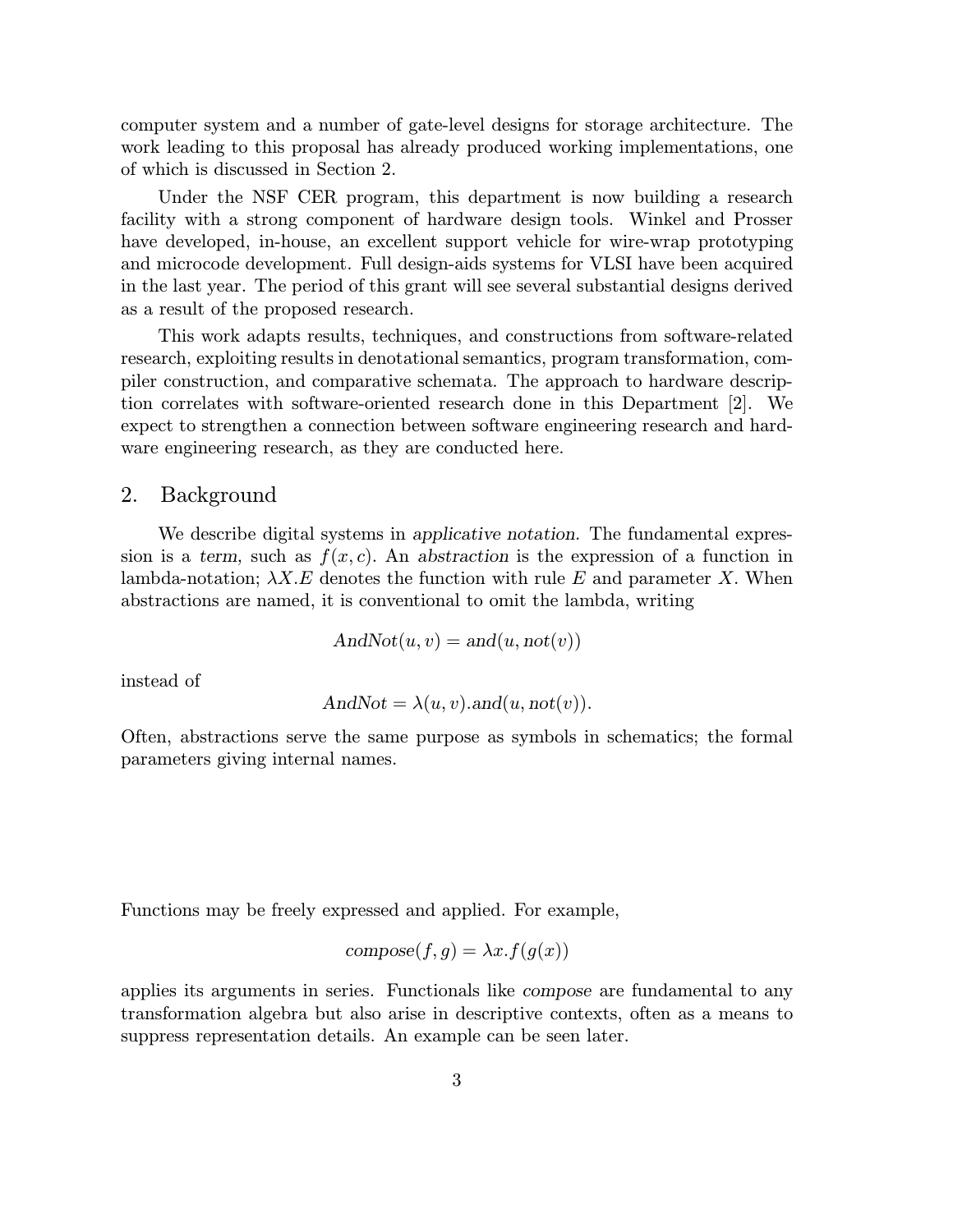computer system and a number of gate-level designs for storage architecture. The work leading to this proposal has already produced working implementations, one of which is discussed in Section 2.

Under the NSF CER program, this department is now building a research facility with a strong component of hardware design tools. Winkel and Prosser have developed, in-house, an excellent support vehicle for wire-wrap prototyping and microcode development. Full design-aids systems for VLSI have been acquired in the last year. The period of this grant will see several substantial designs derived as a result of the proposed research.

This work adapts results, techniques, and constructions from software-related research, exploiting results in denotational semantics, program transformation, compiler construction, and comparative schemata. The approach to hardware description correlates with software-oriented research done in this Department [2]. We expect to strengthen a connection between software engineering research and hardware engineering research, as they are conducted here.

## 2. Background

We describe digital systems in *applicative notation.* The fundamental expression is a *term*, such as $f(x, c)$. An *abstraction* is the expression of a function in lambda-notation; $\lambda X.E$ denotes the function with rule $E$ and parameter $X$. When abstractions are named, it is conventional to omit the lambda, writing

$$AndNot(u, v) = and(u, not(v))$$

instead of

$$AndNot = \lambda(u, v).and(u, not(v)).$$

Often, abstractions serve the same purpose as symbols in schematics; the formal parameters giving internal names.

Functions may be freely expressed and applied. For example,

$$compose(f, g) = \lambda x.f(g(x))$$

applies its arguments in series. Functionals like *compose* are fundamental to any transformation algebra but also arise in descriptive contexts, often as a means to suppress representation details. An example can be seen later.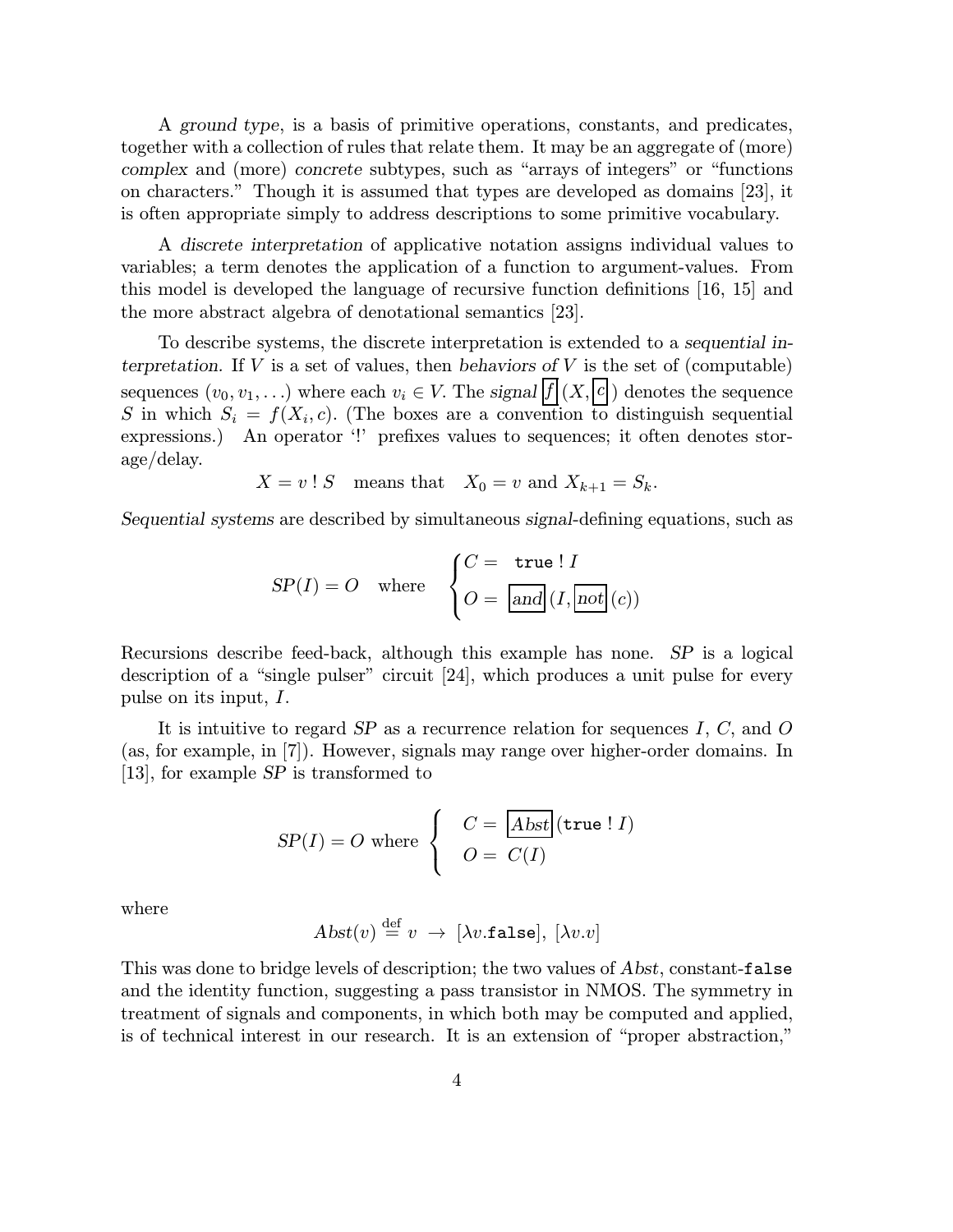A *ground type*, is a basis of primitive operations, constants, and predicates, together with a collection of rules that relate them. It may be an aggregate of (more) *complex* and (more) *concrete* subtypes, such as "arrays of integers" or "functions on characters." Though it is assumed that types are developed as domains [23], it is often appropriate simply to address descriptions to some primitive vocabulary.

A *discrete interpretation* of applicative notation assigns individual values to variables; a term denotes the application of a function to argument-values. From this model is developed the language of recursive function definitions [16, 15] and the more abstract algebra of denotational semantics [23].

To describe systems, the discrete interpretation is extended to a *sequential interpretation.* If $V$ is a set of values, then *behaviors of* $V$ is the set of (computable) sequences $(v_0, v_1, \ldots)$ where each $v_i \in V$. The *signal* $\boxed{f}\,(X, \boxed{c}\,)$ denotes the sequence $S$ in which $S_i = f(X_i, c)$. (The boxes are a convention to distinguish sequential expressions.) An operator '!' prefixes values to sequences; it often denotes storage/delay.

$$X = v \mathbin{!} S \quad \text{means that} \quad X_0 = v \text{ and } X_{k+1} = S_k.$$

*Sequential systems* are described by simultaneous *signal*-defining equations, such as

$$SP(I) = O \quad \text{where} \quad \begin{cases} C = \ \mathtt{true} \mathbin{!} I \\ O = \ \boxed{and}\,(I, \boxed{not}\,(c)) \end{cases}$$

Recursions describe feed-back, although this example has none. *SP* is a logical description of a "single pulser" circuit [24], which produces a unit pulse for every pulse on its input, $I$.

It is intuitive to regard *SP* as a recurrence relation for sequences $I$, $C$, and $O$ (as, for example, in [7]). However, signals may range over higher-order domains. In [13], for example *SP* is transformed to

$$SP(I) = O \text{ where } \begin{cases} C = \ \boxed{Abst}\,(\mathtt{true} \mathbin{!} I) \\ O = \ C(I) \end{cases}$$

where

$$Abst(v) \stackrel{\text{def}}{=} v \ \rightarrow \ [\lambda v.\mathtt{false}], \ [\lambda v.v]$$

This was done to bridge levels of description; the two values of $Abst$, constant-`false` and the identity function, suggesting a pass transistor in NMOS. The symmetry in treatment of signals and components, in which both may be computed and applied, is of technical interest in our research. It is an extension of "proper abstraction,"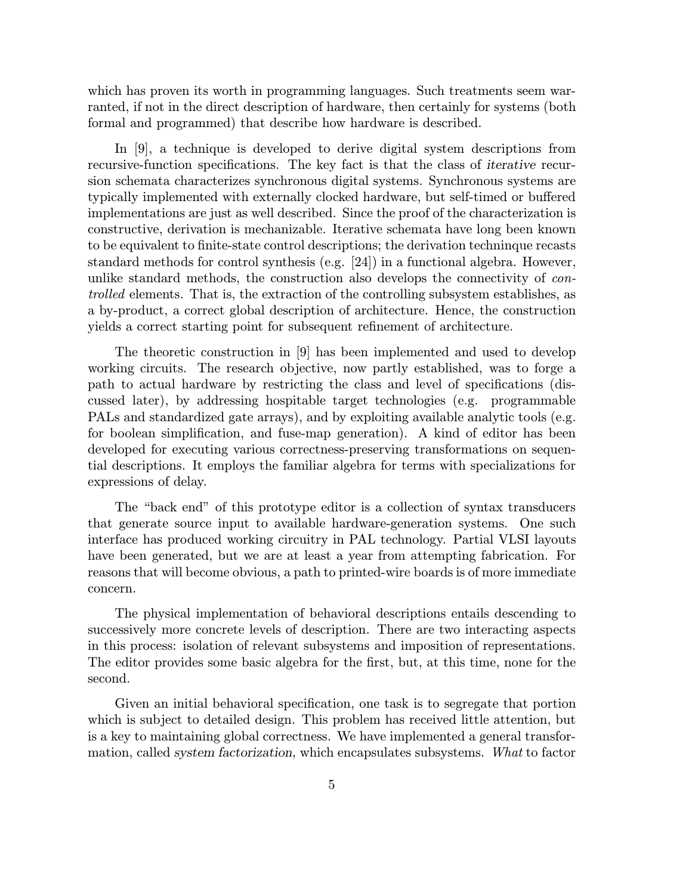which has proven its worth in programming languages. Such treatments seem warranted, if not in the direct description of hardware, then certainly for systems (both formal and programmed) that describe how hardware is described.

In [9], a technique is developed to derive digital system descriptions from recursive-function specifications. The key fact is that the class of *iterative* recursion schemata characterizes synchronous digital systems. Synchronous systems are typically implemented with externally clocked hardware, but self-timed or buffered implementations are just as well described. Since the proof of the characterization is constructive, derivation is mechanizable. Iterative schemata have long been known to be equivalent to finite-state control descriptions; the derivation techninque recasts standard methods for control synthesis (e.g. [24]) in a functional algebra. However, unlike standard methods, the construction also develops the connectivity of *controlled* elements. That is, the extraction of the controlling subsystem establishes, as a by-product, a correct global description of architecture. Hence, the construction yields a correct starting point for subsequent refinement of architecture.

The theoretic construction in [9] has been implemented and used to develop working circuits. The research objective, now partly established, was to forge a path to actual hardware by restricting the class and level of specifications (discussed later), by addressing hospitable target technologies (e.g. programmable PALs and standardized gate arrays), and by exploiting available analytic tools (e.g. for boolean simplification, and fuse-map generation). A kind of editor has been developed for executing various correctness-preserving transformations on sequential descriptions. It employs the familiar algebra for terms with specializations for expressions of delay.

The "back end" of this prototype editor is a collection of syntax transducers that generate source input to available hardware-generation systems. One such interface has produced working circuitry in PAL technology. Partial VLSI layouts have been generated, but we are at least a year from attempting fabrication. For reasons that will become obvious, a path to printed-wire boards is of more immediate concern.

The physical implementation of behavioral descriptions entails descending to successively more concrete levels of description. There are two interacting aspects in this process: isolation of relevant subsystems and imposition of representations. The editor provides some basic algebra for the first, but, at this time, none for the second.

Given an initial behavioral specification, one task is to segregate that portion which is subject to detailed design. This problem has received little attention, but is a key to maintaining global correctness. We have implemented a general transformation, called *system factorization,* which encapsulates subsystems. *What* to factor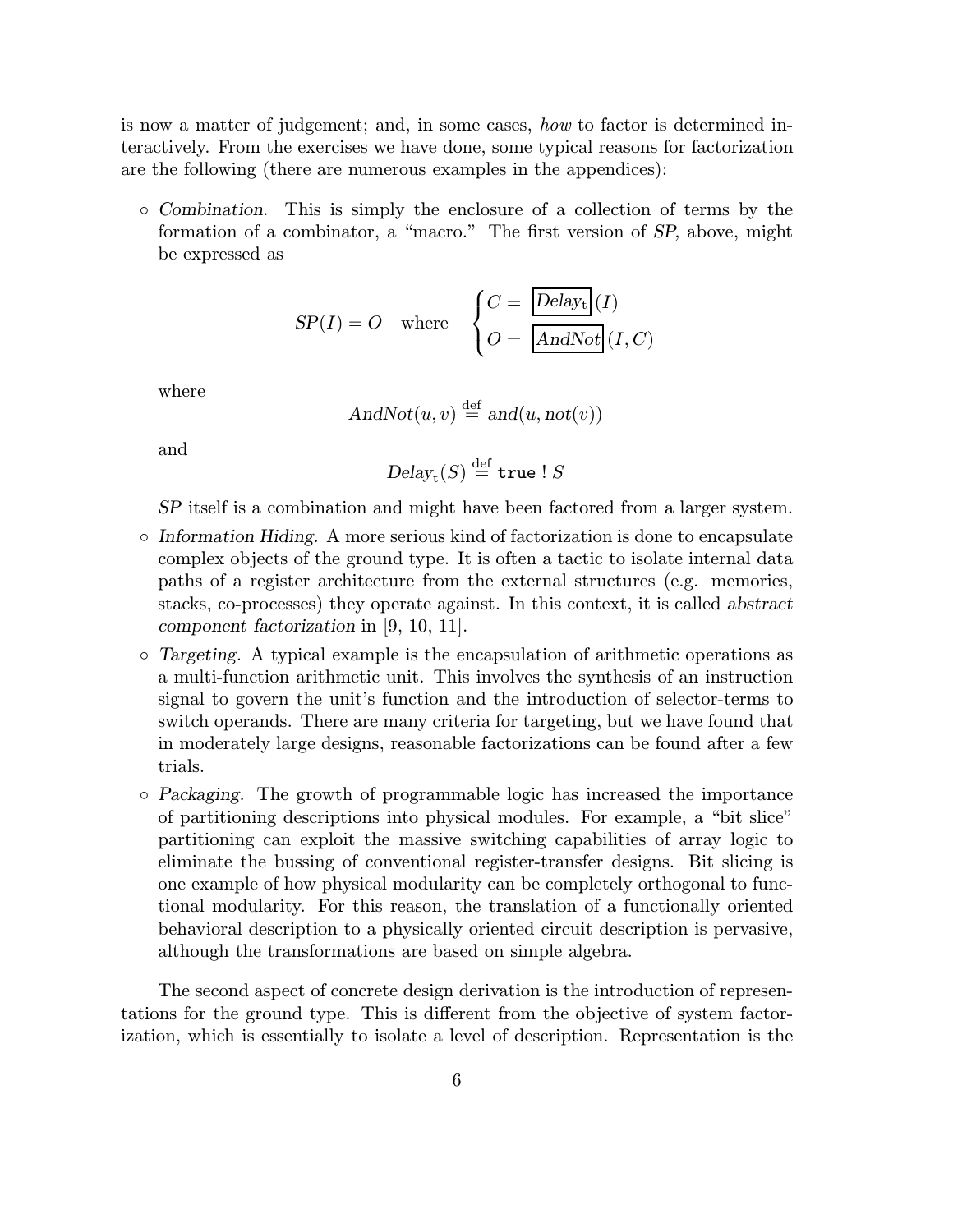is now a matter of judgement; and, in some cases, *how* to factor is determined interactively. From the exercises we have done, some typical reasons for factorization are the following (there are numerous examples in the appendices):

- *Combination.* This is simply the enclosure of a collection of terms by the formation of a combinator, a "macro." The first version of *SP*, above, might be expressed as

  $$SP(I) = O \quad \text{where} \quad \begin{cases} C = \boxed{Delay_{\mathrm{t}}}(I) \\ O = \boxed{AndNot}(I, C) \end{cases}$$

  where

  $$AndNot(u, v) \stackrel{\text{def}}{=} and(u, not(v))$$

  and

  $$Delay_{\mathrm{t}}(S) \stackrel{\text{def}}{=} \texttt{true} \; ! \; S$$

  *SP* itself is a combination and might have been factored from a larger system.

- *Information Hiding.* A more serious kind of factorization is done to encapsulate complex objects of the ground type. It is often a tactic to isolate internal data paths of a register architecture from the external structures (e.g. memories, stacks, co-processes) they operate against. In this context, it is called *abstract component factorization* in [9, 10, 11].

- *Targeting.* A typical example is the encapsulation of arithmetic operations as a multi-function arithmetic unit. This involves the synthesis of an instruction signal to govern the unit's function and the introduction of selector-terms to switch operands. There are many criteria for targeting, but we have found that in moderately large designs, reasonable factorizations can be found after a few trials.

- *Packaging.* The growth of programmable logic has increased the importance of partitioning descriptions into physical modules. For example, a "bit slice" partitioning can exploit the massive switching capabilities of array logic to eliminate the bussing of conventional register-transfer designs. Bit slicing is one example of how physical modularity can be completely orthogonal to functional modularity. For this reason, the translation of a functionally oriented behavioral description to a physically oriented circuit description is pervasive, although the transformations are based on simple algebra.

The second aspect of concrete design derivation is the introduction of representations for the ground type. This is different from the objective of system factorization, which is essentially to isolate a level of description. Representation is the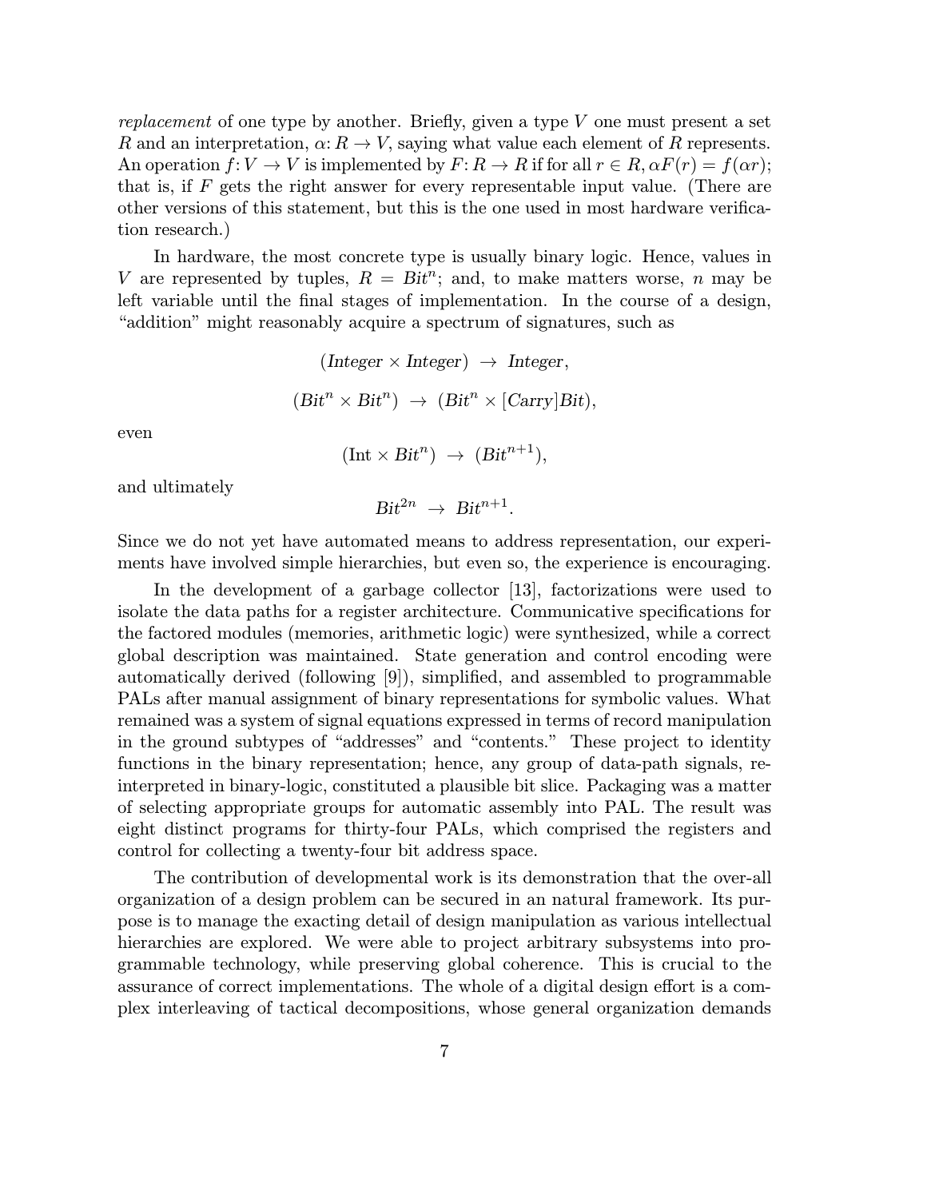*replacement* of one type by another. Briefly, given a type $V$ one must present a set $R$ and an interpretation, $\alpha\colon R \to V$, saying what value each element of $R$ represents. An operation $f\colon V \to V$ is implemented by $F\colon R \to R$ if for all $r \in R$, $\alpha F(r) = f(\alpha r)$; that is, if $F$ gets the right answer for every representable input value. (There are other versions of this statement, but this is the one used in most hardware verification research.)

In hardware, the most concrete type is usually binary logic. Hence, values in $V$ are represented by tuples, $R = \mathit{Bit}^n$; and, to make matters worse, $n$ may be left variable until the final stages of implementation. In the course of a design, "addition" might reasonably acquire a spectrum of signatures, such as

$$(\mathit{Integer} \times \mathit{Integer}) \;\to\; \mathit{Integer},$$

$$(\mathit{Bit}^n \times \mathit{Bit}^n) \;\to\; (\mathit{Bit}^n \times [\mathit{Carry}]\mathit{Bit}),$$

even

$$(\mathrm{Int} \times \mathit{Bit}^n) \;\to\; (\mathit{Bit}^{n+1}),$$

and ultimately

$$\mathit{Bit}^{2n} \;\to\; \mathit{Bit}^{n+1}.$$

Since we do not yet have automated means to address representation, our experiments have involved simple hierarchies, but even so, the experience is encouraging.

In the development of a garbage collector [13], factorizations were used to isolate the data paths for a register architecture. Communicative specifications for the factored modules (memories, arithmetic logic) were synthesized, while a correct global description was maintained. State generation and control encoding were automatically derived (following [9]), simplified, and assembled to programmable PALs after manual assignment of binary representations for symbolic values. What remained was a system of signal equations expressed in terms of record manipulation in the ground subtypes of "addresses" and "contents." These project to identity functions in the binary representation; hence, any group of data-path signals, reinterpreted in binary-logic, constituted a plausible bit slice. Packaging was a matter of selecting appropriate groups for automatic assembly into PAL. The result was eight distinct programs for thirty-four PALs, which comprised the registers and control for collecting a twenty-four bit address space.

The contribution of developmental work is its demonstration that the over-all organization of a design problem can be secured in an natural framework. Its purpose is to manage the exacting detail of design manipulation as various intellectual hierarchies are explored. We were able to project arbitrary subsystems into programmable technology, while preserving global coherence. This is crucial to the assurance of correct implementations. The whole of a digital design effort is a complex interleaving of tactical decompositions, whose general organization demands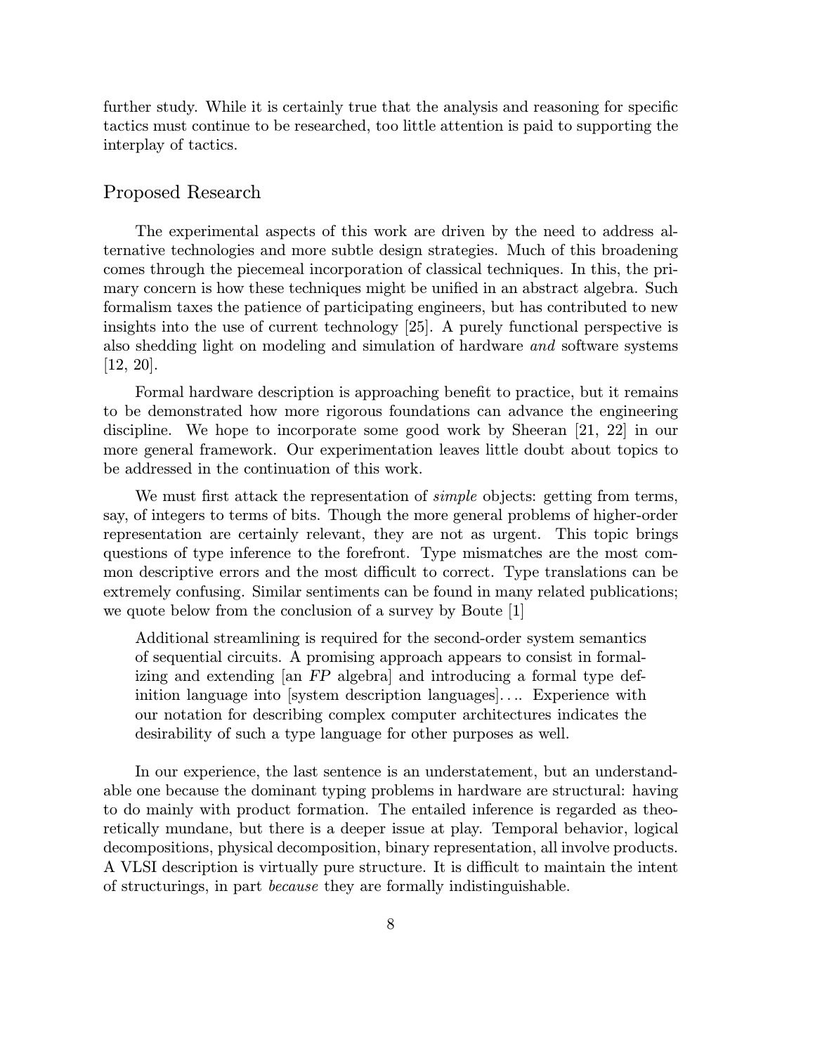further study. While it is certainly true that the analysis and reasoning for specific tactics must continue to be researched, too little attention is paid to supporting the interplay of tactics.

## Proposed Research

The experimental aspects of this work are driven by the need to address alternative technologies and more subtle design strategies. Much of this broadening comes through the piecemeal incorporation of classical techniques. In this, the primary concern is how these techniques might be unified in an abstract algebra. Such formalism taxes the patience of participating engineers, but has contributed to new insights into the use of current technology [25]. A purely functional perspective is also shedding light on modeling and simulation of hardware *and* software systems [12, 20].

Formal hardware description is approaching benefit to practice, but it remains to be demonstrated how more rigorous foundations can advance the engineering discipline. We hope to incorporate some good work by Sheeran [21, 22] in our more general framework. Our experimentation leaves little doubt about topics to be addressed in the continuation of this work.

We must first attack the representation of *simple* objects: getting from terms, say, of integers to terms of bits. Though the more general problems of higher-order representation are certainly relevant, they are not as urgent. This topic brings questions of type inference to the forefront. Type mismatches are the most common descriptive errors and the most difficult to correct. Type translations can be extremely confusing. Similar sentiments can be found in many related publications; we quote below from the conclusion of a survey by Boute [1]

> Additional streamlining is required for the second-order system semantics of sequential circuits. A promising approach appears to consist in formalizing and extending [an *FP* algebra] and introducing a formal type definition language into [system description languages].... Experience with our notation for describing complex computer architectures indicates the desirability of such a type language for other purposes as well.

In our experience, the last sentence is an understatement, but an understandable one because the dominant typing problems in hardware are structural: having to do mainly with product formation. The entailed inference is regarded as theoretically mundane, but there is a deeper issue at play. Temporal behavior, logical decompositions, physical decomposition, binary representation, all involve products. A VLSI description is virtually pure structure. It is difficult to maintain the intent of structurings, in part *because* they are formally indistinguishable.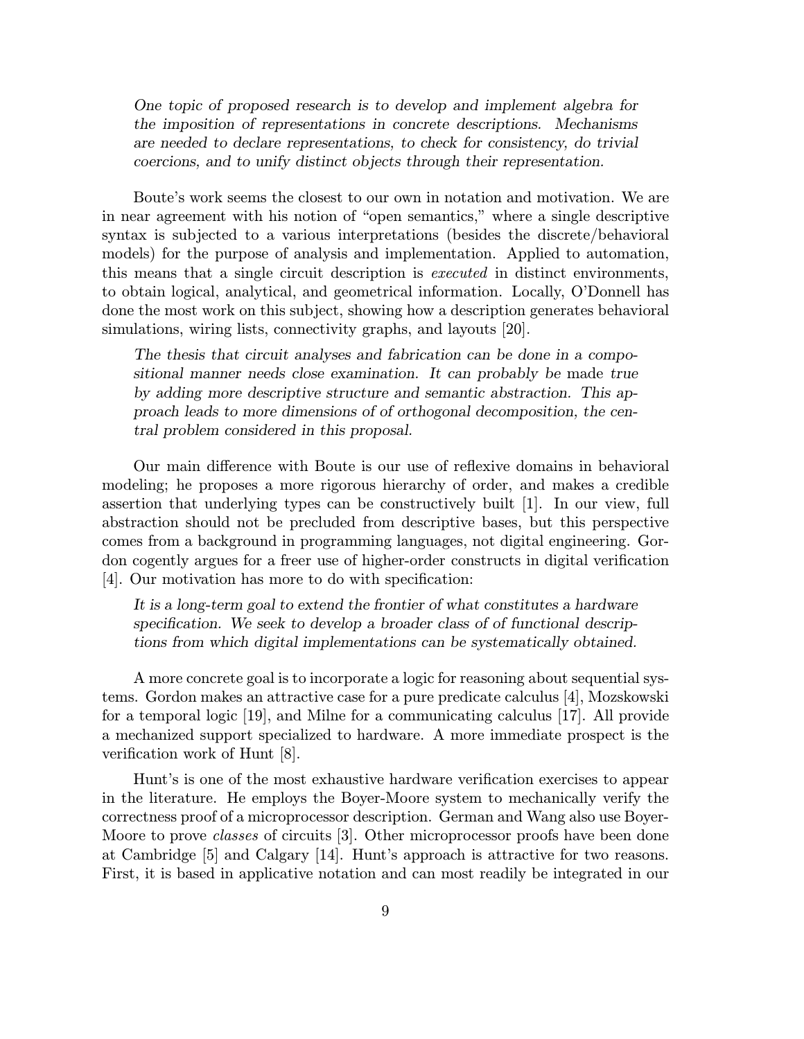*One topic of proposed research is to develop and implement algebra for the imposition of representations in concrete descriptions. Mechanisms are needed to declare representations, to check for consistency, do trivial coercions, and to unify distinct objects through their representation.*

Boute's work seems the closest to our own in notation and motivation. We are in near agreement with his notion of "open semantics," where a single descriptive syntax is subjected to a various interpretations (besides the discrete/behavioral models) for the purpose of analysis and implementation. Applied to automation, this means that a single circuit description is *executed* in distinct environments, to obtain logical, analytical, and geometrical information. Locally, O'Donnell has done the most work on this subject, showing how a description generates behavioral simulations, wiring lists, connectivity graphs, and layouts [20].

*The thesis that circuit analyses and fabrication can be done in a compositional manner needs close examination. It can probably be* made *true by adding more descriptive structure and semantic abstraction. This approach leads to more dimensions of of orthogonal decomposition, the central problem considered in this proposal.*

Our main difference with Boute is our use of reflexive domains in behavioral modeling; he proposes a more rigorous hierarchy of order, and makes a credible assertion that underlying types can be constructively built [1]. In our view, full abstraction should not be precluded from descriptive bases, but this perspective comes from a background in programming languages, not digital engineering. Gordon cogently argues for a freer use of higher-order constructs in digital verification [4]. Our motivation has more to do with specification:

*It is a long-term goal to extend the frontier of what constitutes a hardware specification. We seek to develop a broader class of of functional descriptions from which digital implementations can be systematically obtained.*

A more concrete goal is to incorporate a logic for reasoning about sequential systems. Gordon makes an attractive case for a pure predicate calculus [4], Mozskowski for a temporal logic [19], and Milne for a communicating calculus [17]. All provide a mechanized support specialized to hardware. A more immediate prospect is the verification work of Hunt [8].

Hunt's is one of the most exhaustive hardware verification exercises to appear in the literature. He employs the Boyer-Moore system to mechanically verify the correctness proof of a microprocessor description. German and Wang also use Boyer-Moore to prove *classes* of circuits [3]. Other microprocessor proofs have been done at Cambridge [5] and Calgary [14]. Hunt's approach is attractive for two reasons. First, it is based in applicative notation and can most readily be integrated in our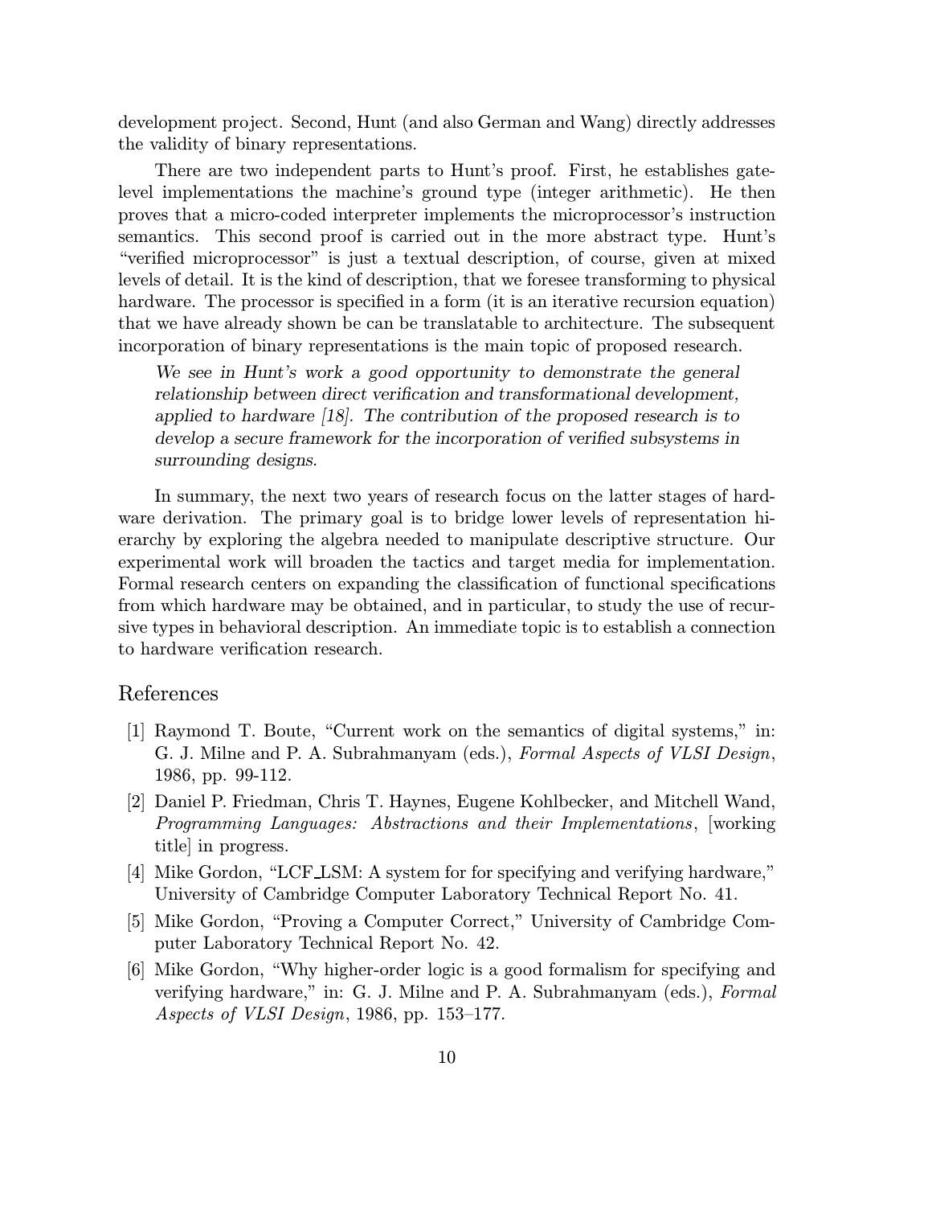development project. Second, Hunt (and also German and Wang) directly addresses the validity of binary representations.

There are two independent parts to Hunt's proof. First, he establishes gate-level implementations the machine's ground type (integer arithmetic). He then proves that a micro-coded interpreter implements the microprocessor's instruction semantics. This second proof is carried out in the more abstract type. Hunt's "verified microprocessor" is just a textual description, of course, given at mixed levels of detail. It is the kind of description, that we foresee transforming to physical hardware. The processor is specified in a form (it is an iterative recursion equation) that we have already shown be can be translatable to architecture. The subsequent incorporation of binary representations is the main topic of proposed research.

> *We see in Hunt's work a good opportunity to demonstrate the general relationship between direct verification and transformational development, applied to hardware [18]. The contribution of the proposed research is to develop a secure framework for the incorporation of verified subsystems in surrounding designs.*

In summary, the next two years of research focus on the latter stages of hardware derivation. The primary goal is to bridge lower levels of representation hierarchy by exploring the algebra needed to manipulate descriptive structure. Our experimental work will broaden the tactics and target media for implementation. Formal research centers on expanding the classification of functional specifications from which hardware may be obtained, and in particular, to study the use of recursive types in behavioral description. An immediate topic is to establish a connection to hardware verification research.

## References

[1] Raymond T. Boute, "Current work on the semantics of digital systems," in: G. J. Milne and P. A. Subrahmanyam (eds.), *Formal Aspects of VLSI Design*, 1986, pp. 99-112.

[2] Daniel P. Friedman, Chris T. Haynes, Eugene Kohlbecker, and Mitchell Wand, *Programming Languages: Abstractions and their Implementations*, [working title] in progress.

[4] Mike Gordon, "LCF_LSM: A system for for specifying and verifying hardware," University of Cambridge Computer Laboratory Technical Report No. 41.

[5] Mike Gordon, "Proving a Computer Correct," University of Cambridge Computer Laboratory Technical Report No. 42.

[6] Mike Gordon, "Why higher-order logic is a good formalism for specifying and verifying hardware," in: G. J. Milne and P. A. Subrahmanyam (eds.), *Formal Aspects of VLSI Design*, 1986, pp. 153–177.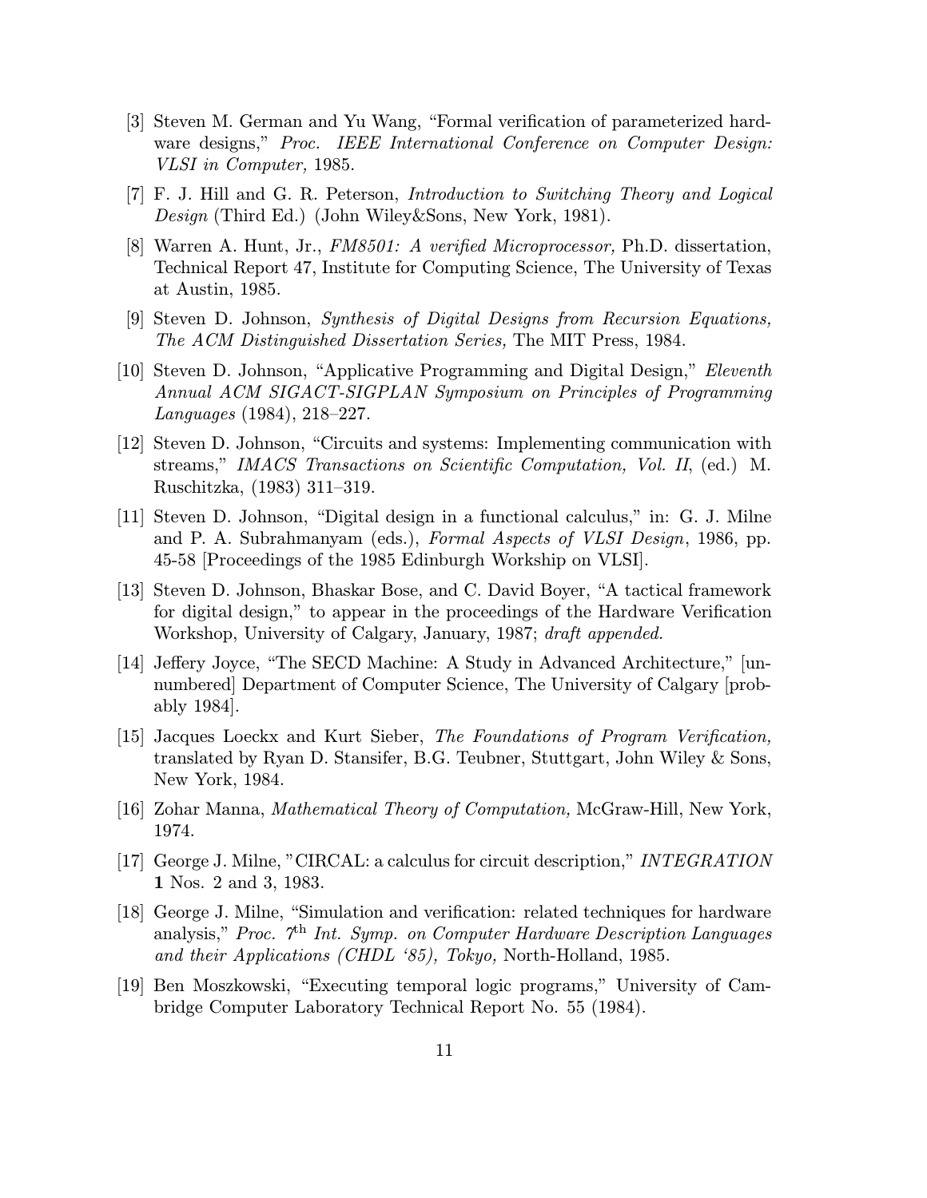[3] Steven M. German and Yu Wang, “Formal verification of parameterized hardware designs,” *Proc. IEEE International Conference on Computer Design: VLSI in Computer,* 1985.

[7] F. J. Hill and G. R. Peterson, *Introduction to Switching Theory and Logical Design* (Third Ed.) (John Wiley&Sons, New York, 1981).

[8] Warren A. Hunt, Jr., *FM8501: A verified Microprocessor,* Ph.D. dissertation, Technical Report 47, Institute for Computing Science, The University of Texas at Austin, 1985.

[9] Steven D. Johnson, *Synthesis of Digital Designs from Recursion Equations, The ACM Distinguished Dissertation Series,* The MIT Press, 1984.

[10] Steven D. Johnson, “Applicative Programming and Digital Design,” *Eleventh Annual ACM SIGACT-SIGPLAN Symposium on Principles of Programming Languages* (1984), 218–227.

[12] Steven D. Johnson, “Circuits and systems: Implementing communication with streams,” *IMACS Transactions on Scientific Computation, Vol. II*, (ed.) M. Ruschitzka, (1983) 311–319.

[11] Steven D. Johnson, “Digital design in a functional calculus,” in: G. J. Milne and P. A. Subrahmanyam (eds.), *Formal Aspects of VLSI Design*, 1986, pp. 45-58 [Proceedings of the 1985 Edinburgh Workship on VLSI].

[13] Steven D. Johnson, Bhaskar Bose, and C. David Boyer, “A tactical framework for digital design,” to appear in the proceedings of the Hardware Verification Workshop, University of Calgary, January, 1987; *draft appended.*

[14] Jeffery Joyce, “The SECD Machine: A Study in Advanced Architecture,” [unnumbered] Department of Computer Science, The University of Calgary [probably 1984].

[15] Jacques Loeckx and Kurt Sieber, *The Foundations of Program Verification,* translated by Ryan D. Stansifer, B.G. Teubner, Stuttgart, John Wiley & Sons, New York, 1984.

[16] Zohar Manna, *Mathematical Theory of Computation,* McGraw-Hill, New York, 1974.

[17] George J. Milne, "CIRCAL: a calculus for circuit description,” *INTEGRATION* **1** Nos. 2 and 3, 1983.

[18] George J. Milne, “Simulation and verification: related techniques for hardware analysis,” *Proc. 7th Int. Symp. on Computer Hardware Description Languages and their Applications (CHDL ‘85), Tokyo,* North-Holland, 1985.

[19] Ben Moszkowski, “Executing temporal logic programs,” University of Cambridge Computer Laboratory Technical Report No. 55 (1984).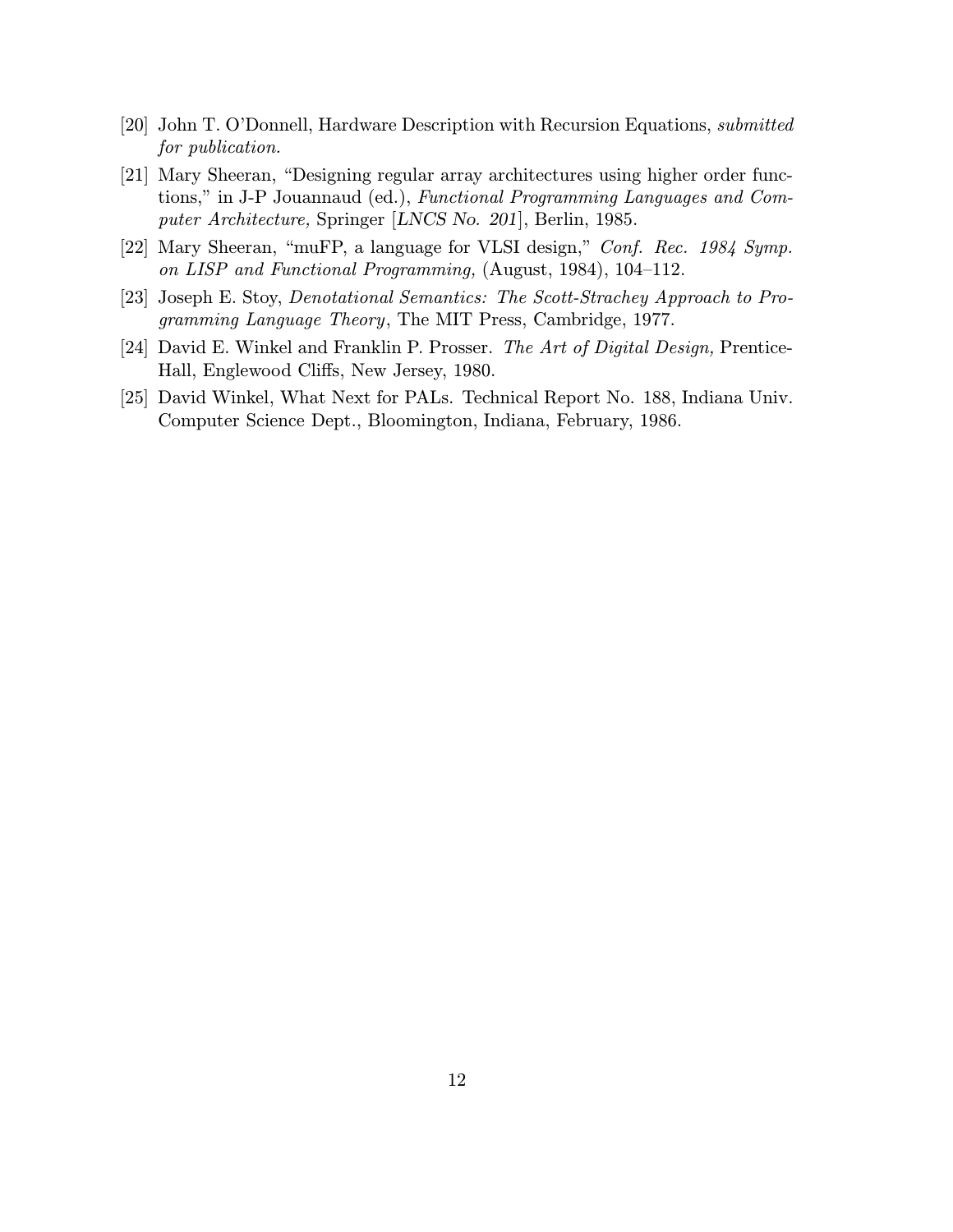[20] John T. O'Donnell, Hardware Description with Recursion Equations, *submitted for publication.*

[21] Mary Sheeran, "Designing regular array architectures using higher order functions," in J-P Jouannaud (ed.), *Functional Programming Languages and Computer Architecture,* Springer [*LNCS No. 201*], Berlin, 1985.

[22] Mary Sheeran, "muFP, a language for VLSI design," *Conf. Rec. 1984 Symp. on LISP and Functional Programming,* (August, 1984), 104–112.

[23] Joseph E. Stoy, *Denotational Semantics: The Scott-Strachey Approach to Programming Language Theory*, The MIT Press, Cambridge, 1977.

[24] David E. Winkel and Franklin P. Prosser. *The Art of Digital Design,* Prentice-Hall, Englewood Cliffs, New Jersey, 1980.

[25] David Winkel, What Next for PALs. Technical Report No. 188, Indiana Univ. Computer Science Dept., Bloomington, Indiana, February, 1986.